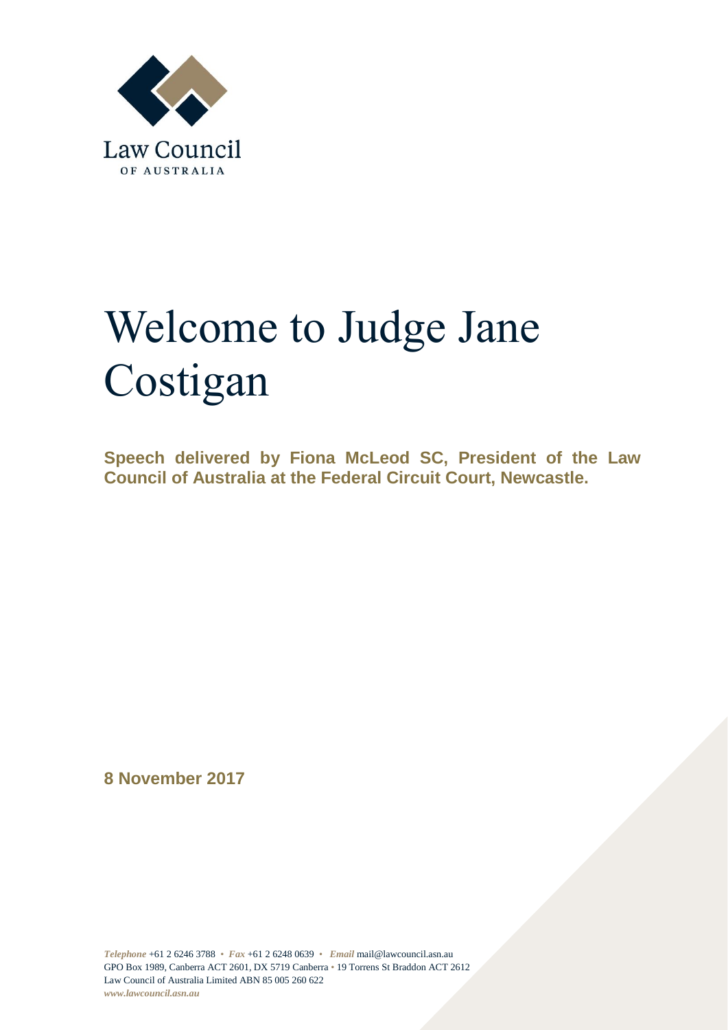Law Council

OF AUSTRALIA

# Welcome to Judge Jane Costigan

**Speech delivered by Fiona McLeod SC, President of the Law Council of Australia at the Federal Circuit Court, Newcastle.**

**8 November 2017**

*Telephone* +61 2 6246 3788 • *Fax* +61 2 6248 0639 • *Email* mail@lawcouncil.asn.au
GPO Box 1989, Canberra ACT 2601, DX 5719 Canberra • 19 Torrens St Braddon ACT 2612
Law Council of Australia Limited ABN 85 005 260 622
*www.lawcouncil.asn.au*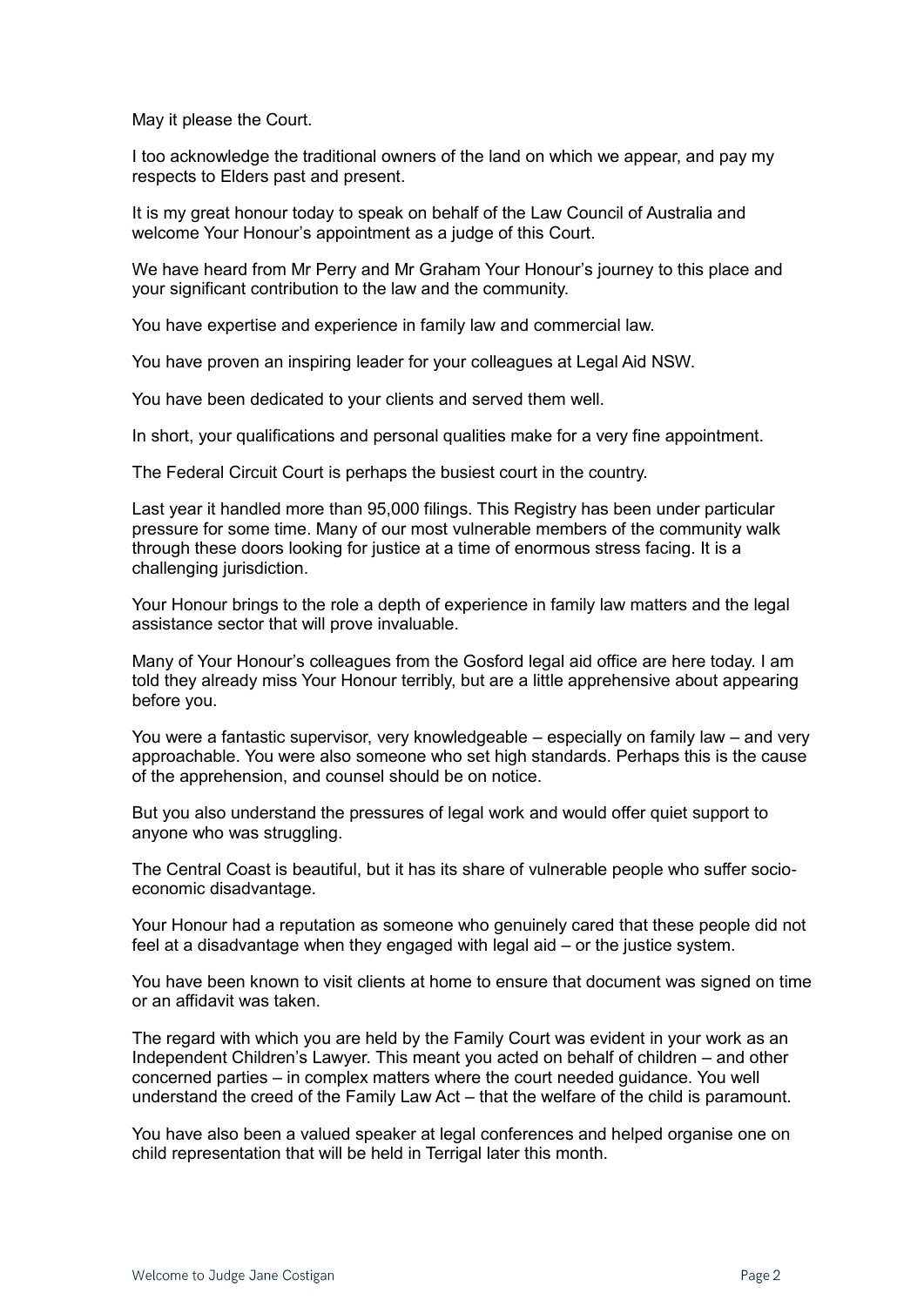May it please the Court.

I too acknowledge the traditional owners of the land on which we appear, and pay my respects to Elders past and present.

It is my great honour today to speak on behalf of the Law Council of Australia and welcome Your Honour's appointment as a judge of this Court.

We have heard from Mr Perry and Mr Graham Your Honour's journey to this place and your significant contribution to the law and the community.

You have expertise and experience in family law and commercial law.

You have proven an inspiring leader for your colleagues at Legal Aid NSW.

You have been dedicated to your clients and served them well.

In short, your qualifications and personal qualities make for a very fine appointment.

The Federal Circuit Court is perhaps the busiest court in the country.

Last year it handled more than 95,000 filings. This Registry has been under particular pressure for some time. Many of our most vulnerable members of the community walk through these doors looking for justice at a time of enormous stress facing. It is a challenging jurisdiction.

Your Honour brings to the role a depth of experience in family law matters and the legal assistance sector that will prove invaluable.

Many of Your Honour's colleagues from the Gosford legal aid office are here today. I am told they already miss Your Honour terribly, but are a little apprehensive about appearing before you.

You were a fantastic supervisor, very knowledgeable – especially on family law – and very approachable. You were also someone who set high standards. Perhaps this is the cause of the apprehension, and counsel should be on notice.

But you also understand the pressures of legal work and would offer quiet support to anyone who was struggling.

The Central Coast is beautiful, but it has its share of vulnerable people who suffer socio-economic disadvantage.

Your Honour had a reputation as someone who genuinely cared that these people did not feel at a disadvantage when they engaged with legal aid – or the justice system.

You have been known to visit clients at home to ensure that document was signed on time or an affidavit was taken.

The regard with which you are held by the Family Court was evident in your work as an Independent Children's Lawyer. This meant you acted on behalf of children – and other concerned parties – in complex matters where the court needed guidance. You well understand the creed of the Family Law Act – that the welfare of the child is paramount.

You have also been a valued speaker at legal conferences and helped organise one on child representation that will be held in Terrigal later this month.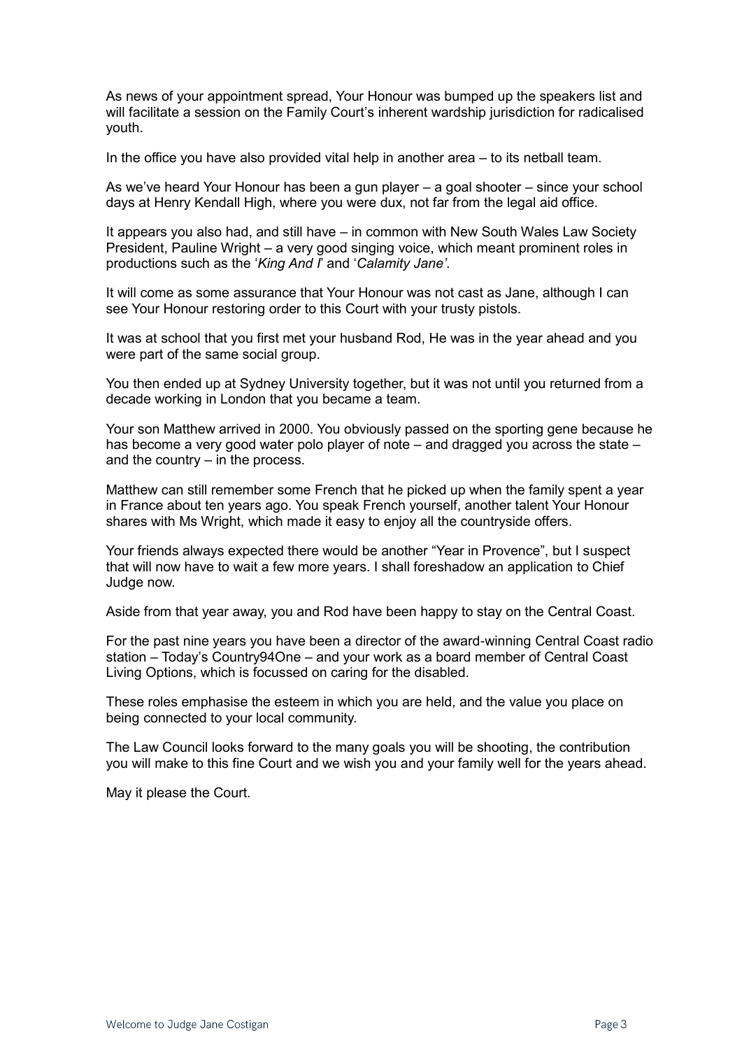As news of your appointment spread, Your Honour was bumped up the speakers list and will facilitate a session on the Family Court's inherent wardship jurisdiction for radicalised youth.

In the office you have also provided vital help in another area – to its netball team.

As we've heard Your Honour has been a gun player – a goal shooter – since your school days at Henry Kendall High, where you were dux, not far from the legal aid office.

It appears you also had, and still have – in common with New South Wales Law Society President, Pauline Wright – a very good singing voice, which meant prominent roles in productions such as the '*King And I*' and '*Calamity Jane'*.

It will come as some assurance that Your Honour was not cast as Jane, although I can see Your Honour restoring order to this Court with your trusty pistols.

It was at school that you first met your husband Rod, He was in the year ahead and you were part of the same social group.

You then ended up at Sydney University together, but it was not until you returned from a decade working in London that you became a team.

Your son Matthew arrived in 2000. You obviously passed on the sporting gene because he has become a very good water polo player of note – and dragged you across the state – and the country – in the process.

Matthew can still remember some French that he picked up when the family spent a year in France about ten years ago. You speak French yourself, another talent Your Honour shares with Ms Wright, which made it easy to enjoy all the countryside offers.

Your friends always expected there would be another "Year in Provence", but I suspect that will now have to wait a few more years. I shall foreshadow an application to Chief Judge now.

Aside from that year away, you and Rod have been happy to stay on the Central Coast.

For the past nine years you have been a director of the award-winning Central Coast radio station – Today's Country94One – and your work as a board member of Central Coast Living Options, which is focussed on caring for the disabled.

These roles emphasise the esteem in which you are held, and the value you place on being connected to your local community.

The Law Council looks forward to the many goals you will be shooting, the contribution you will make to this fine Court and we wish you and your family well for the years ahead.

May it please the Court.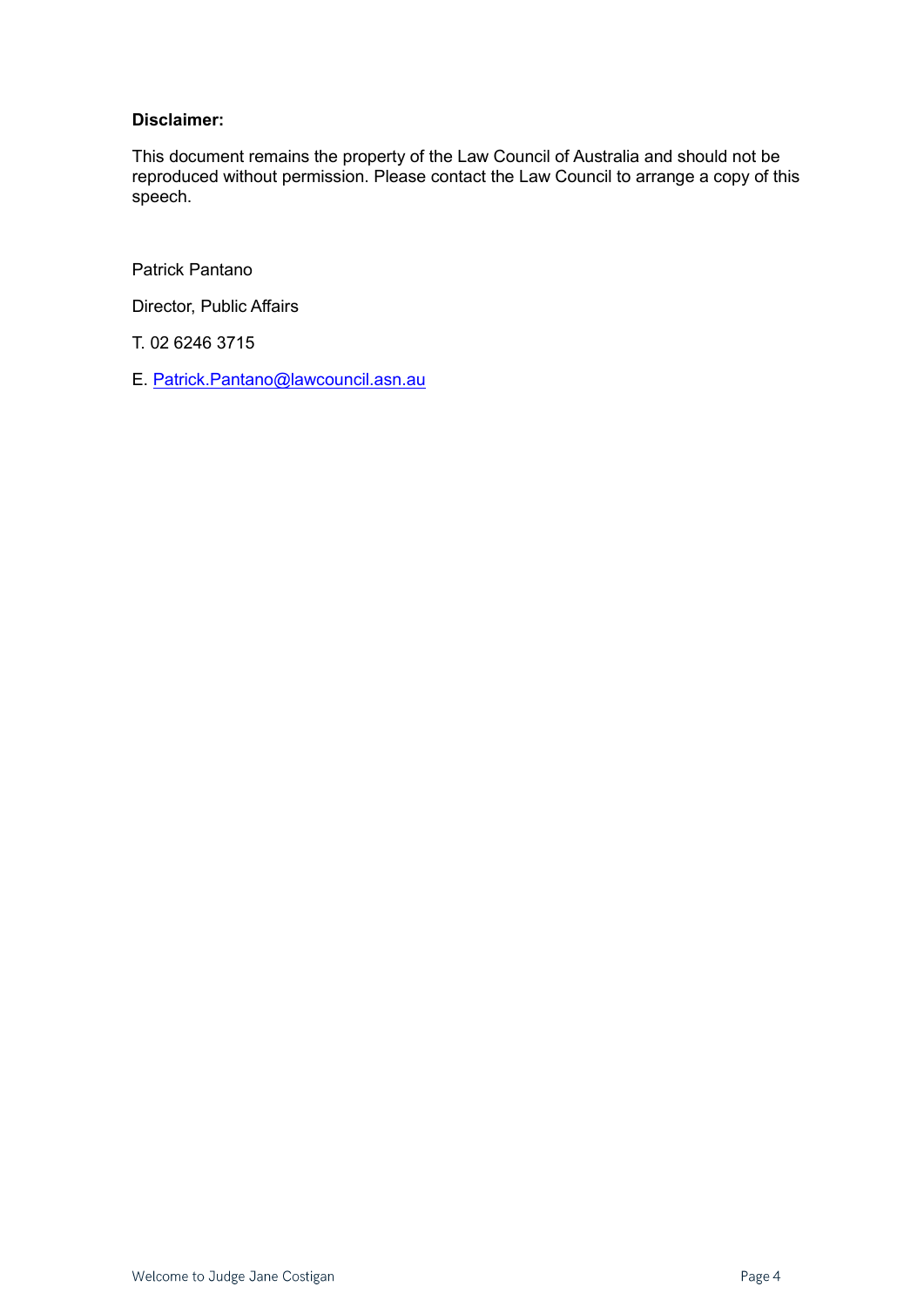**Disclaimer:**

This document remains the property of the Law Council of Australia and should not be reproduced without permission. Please contact the Law Council to arrange a copy of this speech.

Patrick Pantano

Director, Public Affairs

T. 02 6246 3715

E. Patrick.Pantano@lawcouncil.asn.au